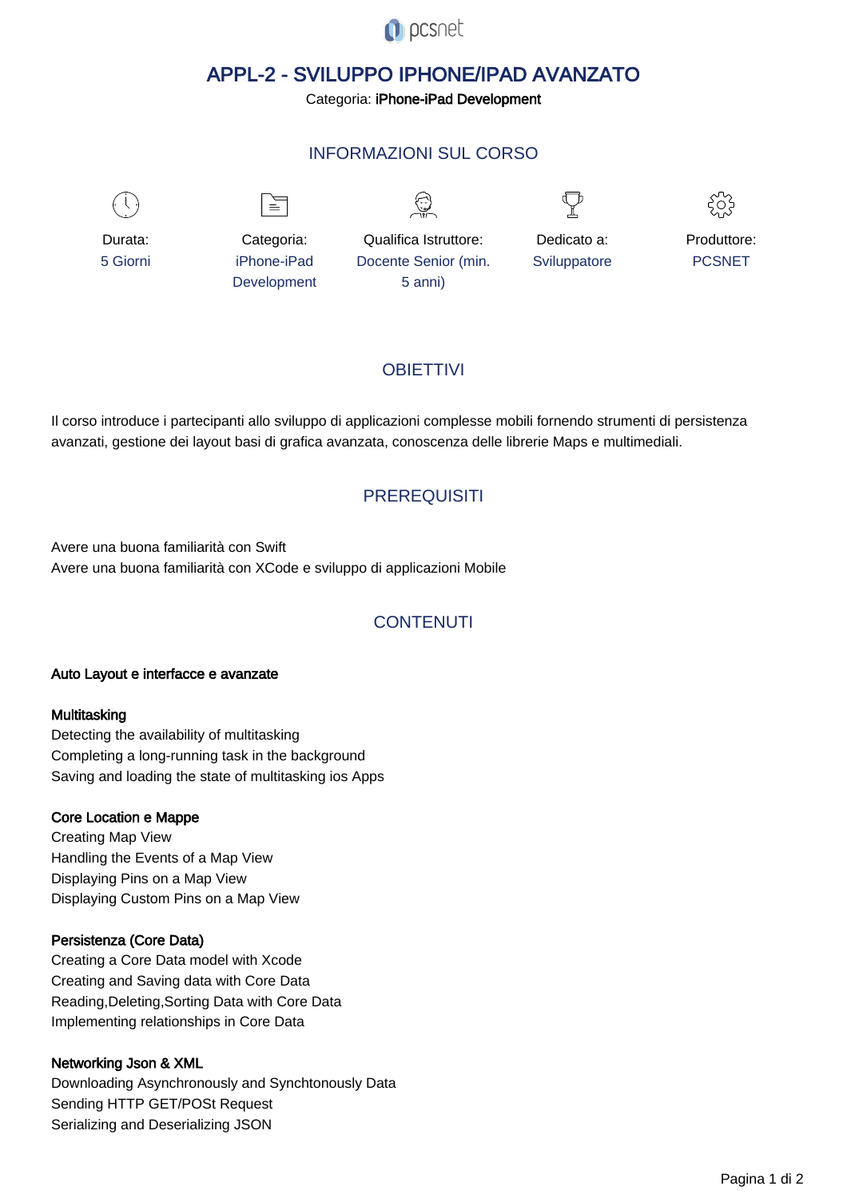pcsnet

# APPL-2 - SVILUPPO IPHONE/IPAD AVANZATO

Categoria: **iPhone-iPad Development**

## INFORMAZIONI SUL CORSO

| Durata: | Categoria: | Qualifica Istruttore: | Dedicato a: | Produttore: |
|---|---|---|---|---|
| 5 Giorni | iPhone-iPad Development | Docente Senior (min. 5 anni) | Sviluppatore | PCSNET |

## OBIETTIVI

Il corso introduce i partecipanti allo sviluppo di applicazioni complesse mobili fornendo strumenti di persistenza avanzati, gestione dei layout basi di grafica avanzata, conoscenza delle librerie Maps e multimediali.

## PREREQUISITI

Avere una buona familiarità con Swift
Avere una buona familiarità con XCode e sviluppo di applicazioni Mobile

## CONTENUTI

**Auto Layout e interfacce e avanzate**

**Multitasking**
Detecting the availability of multitasking
Completing a long-running task in the background
Saving and loading the state of multitasking ios Apps

**Core Location e Mappe**
Creating Map View
Handling the Events of a Map View
Displaying Pins on a Map View
Displaying Custom Pins on a Map View

**Persistenza (Core Data)**
Creating a Core Data model with Xcode
Creating and Saving data with Core Data
Reading,Deleting,Sorting Data with Core Data
Implementing relationships in Core Data

**Networking Json & XML**
Downloading Asynchronously and Synchtonously Data
Sending HTTP GET/POSt Request
Serializing and Deserializing JSON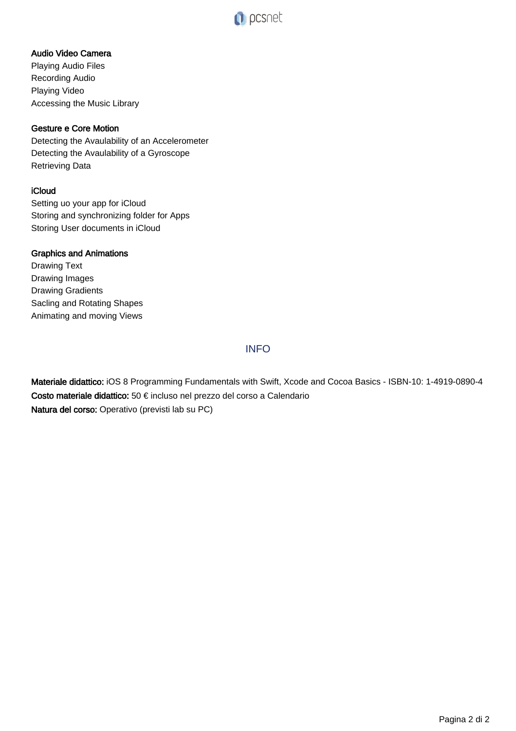**Audio Video Camera**
Playing Audio Files
Recording Audio
Playing Video
Accessing the Music Library

**Gesture e Core Motion**
Detecting the Avaulability of an Accelerometer
Detecting the Avaulability of a Gyroscope
Retrieving Data

**iCloud**
Setting uo your app for iCloud
Storing and synchronizing folder for Apps
Storing User documents in iCloud

**Graphics and Animations**
Drawing Text
Drawing Images
Drawing Gradients
Sacling and Rotating Shapes
Animating and moving Views

## INFO

**Materiale didattico:** iOS 8 Programming Fundamentals with Swift, Xcode and Cocoa Basics - ISBN-10: 1-4919-0890-4
**Costo materiale didattico:** 50 € incluso nel prezzo del corso a Calendario
**Natura del corso:** Operativo (previsti lab su PC)